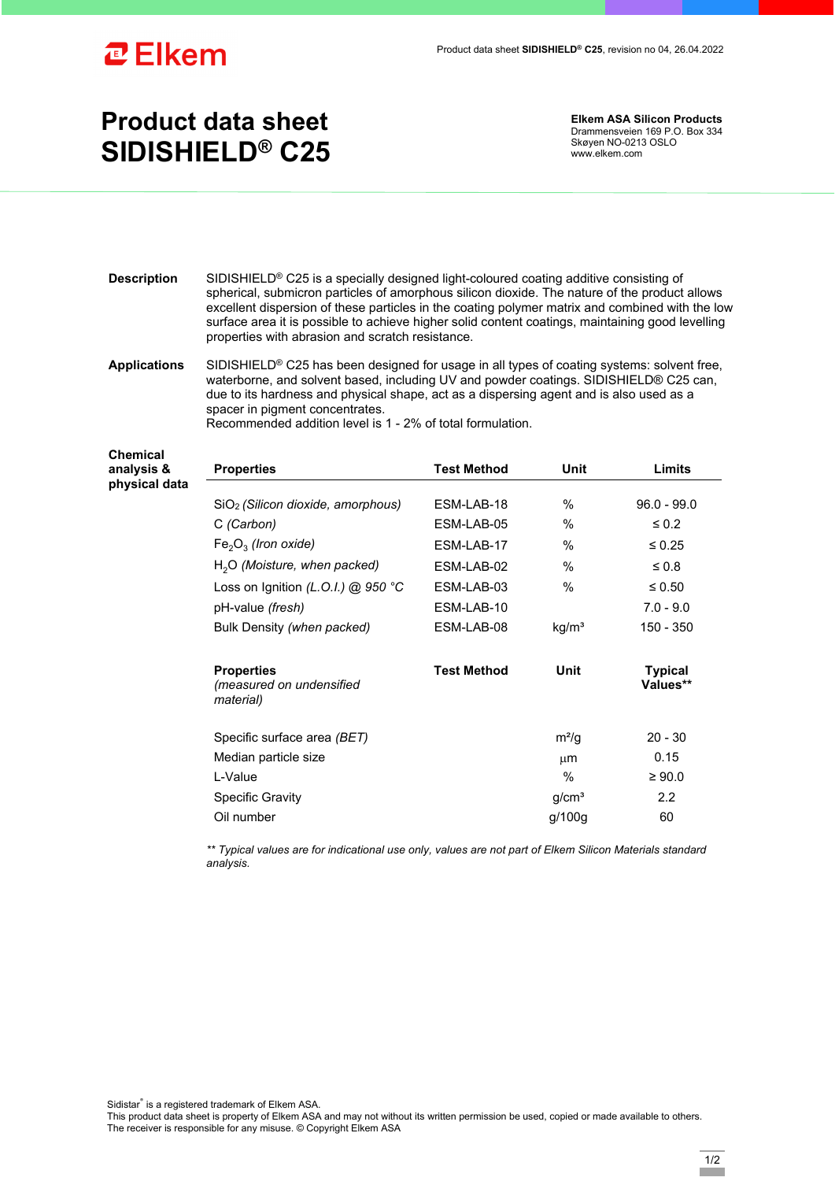# Product data sheet SIDISHIELD® C25

**Elkem ASA Silicon Products**
Drammensveien 169 P.O. Box 334
Skøyen NO-0213 OSLO
www.elkem.com

**Description**

SIDISHIELD® C25 is a specially designed light-coloured coating additive consisting of spherical, submicron particles of amorphous silicon dioxide. The nature of the product allows excellent dispersion of these particles in the coating polymer matrix and combined with the low surface area it is possible to achieve higher solid content coatings, maintaining good levelling properties with abrasion and scratch resistance.

**Applications**

SIDISHIELD® C25 has been designed for usage in all types of coating systems: solvent free, waterborne, and solvent based, including UV and powder coatings. SIDISHIELD® C25 can, due to its hardness and physical shape, act as a dispersing agent and is also used as a spacer in pigment concentrates.
Recommended addition level is 1 - 2% of total formulation.

**Chemical analysis & physical data**

| Properties | Test Method | Unit | Limits |
|---|---|---|---|
| $SiO_2$ *(Silicon dioxide, amorphous)* | ESM-LAB-18 | % | 96.0 - 99.0 |
| C *(Carbon)* | ESM-LAB-05 | % | ≤ 0.2 |
| $Fe_2O_3$ *(Iron oxide)* | ESM-LAB-17 | % | ≤ 0.25 |
| $H_2O$ *(Moisture, when packed)* | ESM-LAB-02 | % | ≤ 0.8 |
| Loss on Ignition *(L.O.I.) @ 950 °C* | ESM-LAB-03 | % | ≤ 0.50 |
| pH-value *(fresh)* | ESM-LAB-10 | | 7.0 - 9.0 |
| Bulk Density *(when packed)* | ESM-LAB-08 | kg/m³ | 150 - 350 |

| Properties *(measured on undensified material)* | Test Method | Unit | Typical Values** |
|---|---|---|---|
| Specific surface area *(BET)* | | m²/g | 20 - 30 |
| Median particle size | | µm | 0.15 |
| L-Value | | % | ≥ 90.0 |
| Specific Gravity | | g/cm³ | 2.2 |
| Oil number | | g/100g | 60 |

*** Typical values are for indicational use only, values are not part of Elkem Silicon Materials standard analysis.*

Sidistar® is a registered trademark of Elkem ASA.
This product data sheet is property of Elkem ASA and may not without its written permission be used, copied or made available to others.
The receiver is responsible for any misuse. © Copyright Elkem ASA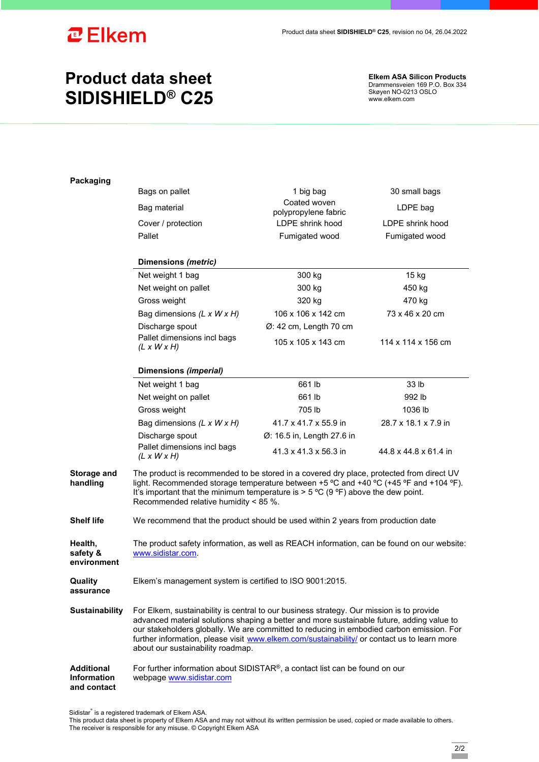### Packaging

| | | |
|---|---|---|
| Bags on pallet | 1 big bag | 30 small bags |
| Bag material | Coated woven polypropylene fabric | LDPE bag |
| Cover / protection | LDPE shrink hood | LDPE shrink hood |
| Pallet | Fumigated wood | Fumigated wood |

| **Dimensions *(metric)*** | | |
|---|---|---|
| Net weight 1 bag | 300 kg | 15 kg |
| Net weight on pallet | 300 kg | 450 kg |
| Gross weight | 320 kg | 470 kg |
| Bag dimensions *(L x W x H)* | 106 x 106 x 142 cm | 73 x 46 x 20 cm |
| Discharge spout | Ø: 42 cm, Length 70 cm | |
| Pallet dimensions incl bags *(L x W x H)* | 105 x 105 x 143 cm | 114 x 114 x 156 cm |

| **Dimensions *(imperial)*** | | |
|---|---|---|
| Net weight 1 bag | 661 lb | 33 lb |
| Net weight on pallet | 661 lb | 992 lb |
| Gross weight | 705 lb | 1036 lb |
| Bag dimensions *(L x W x H)* | 41.7 x 41.7 x 55.9 in | 28.7 x 18.1 x 7.9 in |
| Discharge spout | Ø: 16.5 in, Length 27.6 in | |
| Pallet dimensions incl bags *(L x W x H)* | 41.3 x 41.3 x 56.3 in | 44.8 x 44.8 x 61.4 in |

### Storage and handling

The product is recommended to be stored in a covered dry place, protected from direct UV light. Recommended storage temperature between +5 ºC and +40 ºC (+45 ºF and +104 ºF). It's important that the minimum temperature is > 5 ºC (9 ºF) above the dew point. Recommended relative humidity < 85 %.

### Shelf life

We recommend that the product should be used within 2 years from production date

### Health, safety & environment

The product safety information, as well as REACH information, can be found on our website: www.sidistar.com.

### Quality assurance

Elkem's management system is certified to ISO 9001:2015.

### Sustainability

For Elkem, sustainability is central to our business strategy. Our mission is to provide advanced material solutions shaping a better and more sustainable future, adding value to our stakeholders globally. We are committed to reducing in embodied carbon emission. For further information, please visit www.elkem.com/sustainability/ or contact us to learn more about our sustainability roadmap.

### Additional Information and contact

For further information about SIDISTAR®, a contact list can be found on our webpage www.sidistar.com

Sidistar® is a registered trademark of Elkem ASA.
This product data sheet is property of Elkem ASA and may not without its written permission be used, copied or made available to others. The receiver is responsible for any misuse. © Copyright Elkem ASA